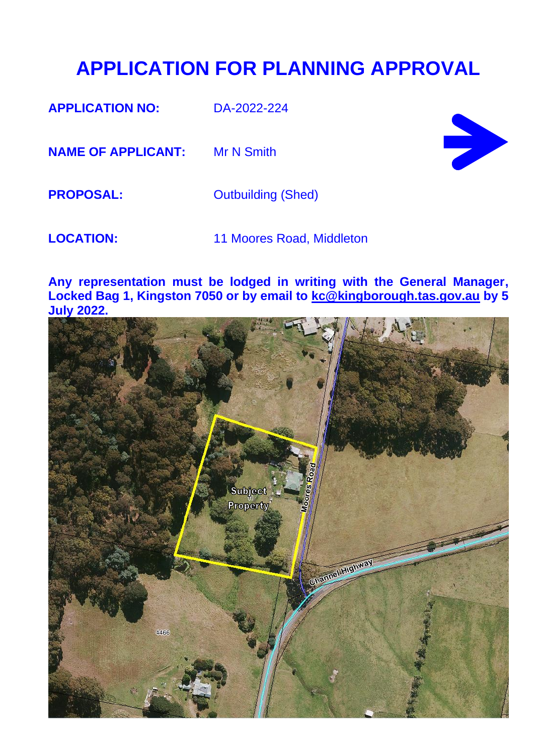# APPLICATION FOR PLANNING APPROVAL

**APPLICATION NO:** DA-2022-224

**NAME OF APPLICANT:** Mr N Smith

**PROPOSAL:** Outbuilding (Shed)

**LOCATION:** 11 Moores Road, Middleton

**Any representation must be lodged in writing with the General Manager, Locked Bag 1, Kingston 7050 or by email to kc@kingborough.tas.gov.au by 5 July 2022.**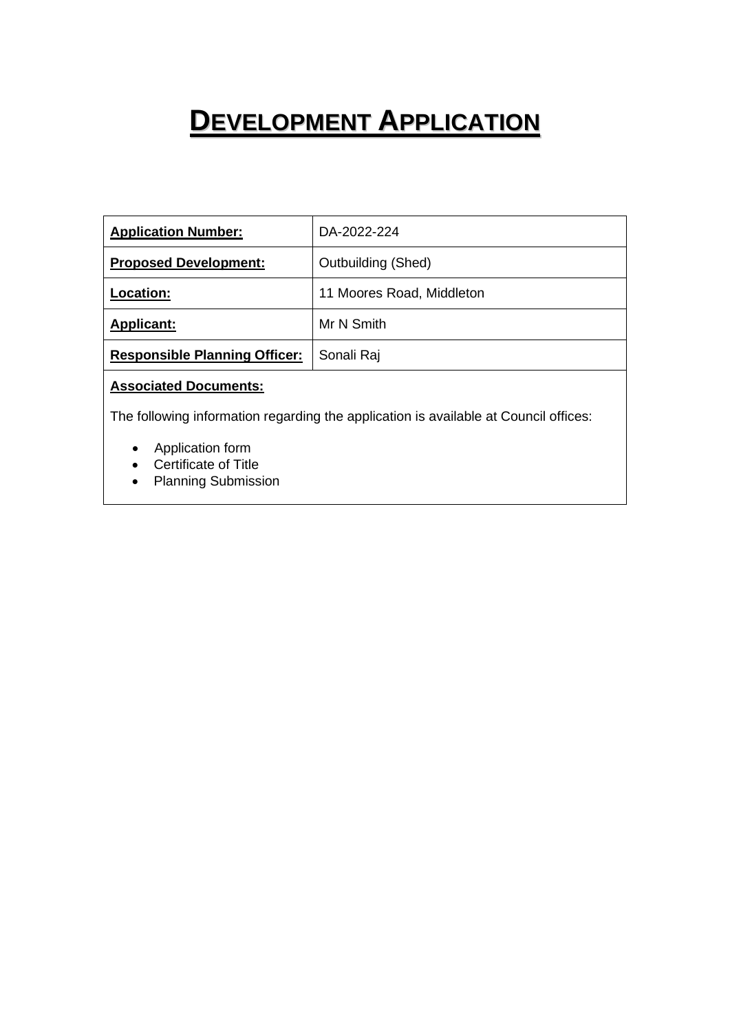# DEVELOPMENT APPLICATION

| **Application Number:** | DA-2022-224 |
|---|---|
| **Proposed Development:** | Outbuilding (Shed) |
| **Location:** | 11 Moores Road, Middleton |
| **Applicant:** | Mr N Smith |
| **Responsible Planning Officer:** | Sonali Raj |

**Associated Documents:**

The following information regarding the application is available at Council offices:

- Application form
- Certificate of Title
- Planning Submission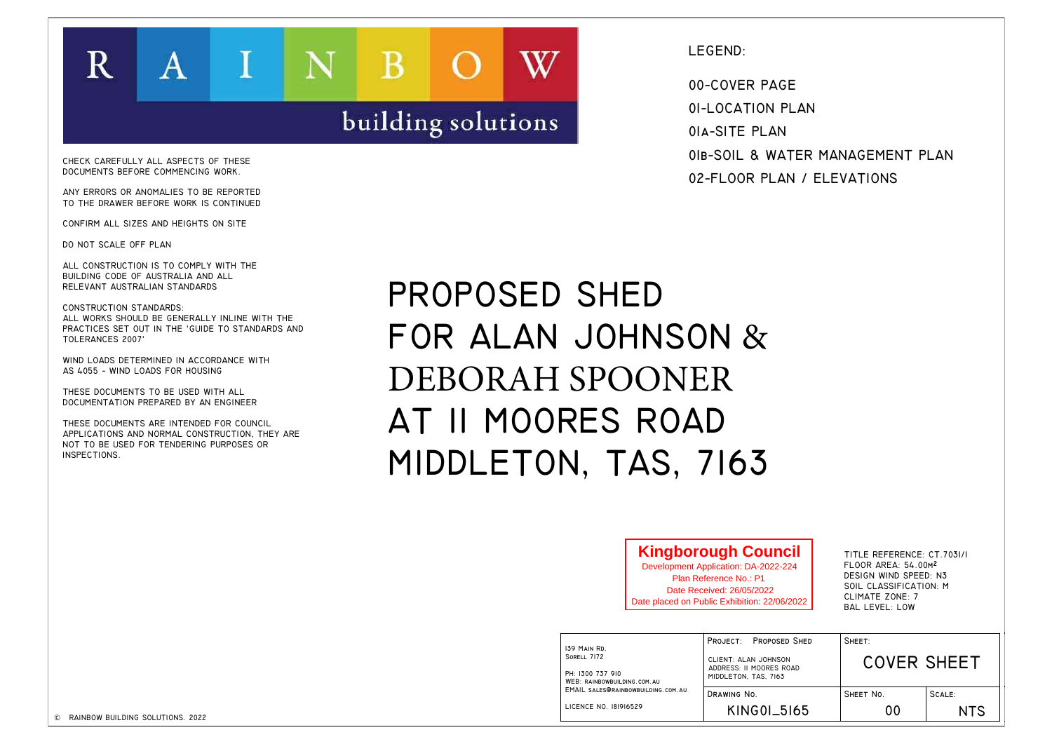RAINBOW building solutions

CHECK CAREFULLY ALL ASPECTS OF THESE DOCUMENTS BEFORE COMMENCING WORK.

ANY ERRORS OR ANOMALIES TO BE REPORTED TO THE DRAWER BEFORE WORK IS CONTINUED

CONFIRM ALL SIZES AND HEIGHTS ON SITE

DO NOT SCALE OFF PLAN

ALL CONSTRUCTION IS TO COMPLY WITH THE BUILDING CODE OF AUSTRALIA AND ALL RELEVANT AUSTRALIAN STANDARDS

CONSTRUCTION STANDARDS:
ALL WORKS SHOULD BE GENERALLY INLINE WITH THE PRACTICES SET OUT IN THE 'GUIDE TO STANDARDS AND TOLERANCES 2007'

WIND LOADS DETERMINED IN ACCORDANCE WITH AS 4055 - WIND LOADS FOR HOUSING

THESE DOCUMENTS TO BE USED WITH ALL DOCUMENTATION PREPARED BY AN ENGINEER

THESE DOCUMENTS ARE INTENDED FOR COUNCIL APPLICATIONS AND NORMAL CONSTRUCTION, THEY ARE NOT TO BE USED FOR TENDERING PURPOSES OR INSPECTIONS.

LEGEND:

- 00-COVER PAGE
- 01-LOCATION PLAN
- 01A-SITE PLAN
- 01B-SOIL & WATER MANAGEMENT PLAN
- 02-FLOOR PLAN / ELEVATIONS

# PROPOSED SHED FOR ALAN JOHNSON & DEBORAH SPOONER AT 11 MOORES ROAD MIDDLETON, TAS, 7163

**Kingborough Council**
Development Application: DA-2022-224
Plan Reference No.: P1
Date Received: 26/05/2022
Date placed on Public Exhibition: 22/06/2022

TITLE REFERENCE: CT.7031/1
FLOOR AREA: 54.00M²
DESIGN WIND SPEED: N3
SOIL CLASSIFICATION: M
CLIMATE ZONE: 7
BAL LEVEL: LOW

| 139 MAIN RD. SORELL 7172 PH: 1300 737 910 WEB: RAINBOWBUILDING.COM.AU EMAIL SALES@RAINBOWBUILDING.COM.AU LICENCE NO. 181916529 | PROJECT: PROPOSED SHED CLIENT: ALAN JOHNSON ADDRESS: 11 MOORES ROAD MIDDLETON, TAS, 7163 | SHEET: COVER SHEET | |
|---|---|---|---|
| | DRAWING NO. KING01_5165 | SHEET NO. 00 | SCALE: NTS |

© RAINBOW BUILDING SOLUTIONS. 2022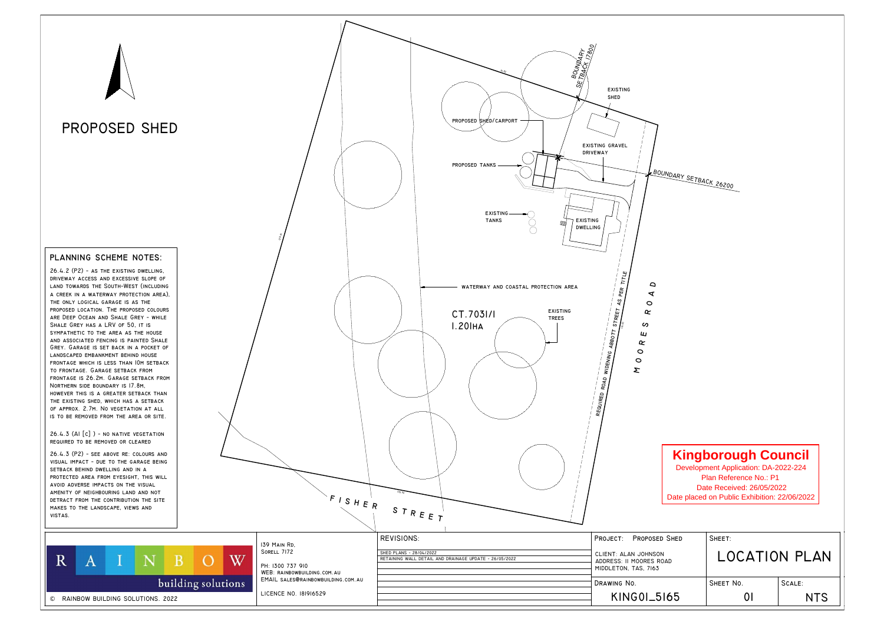# PROPOSED SHED

## PLANNING SCHEME NOTES:

26.4.2 (P2) - AS THE EXISTING DWELLING, DRIVEWAY ACCESS AND EXCESSIVE SLOPE OF LAND TOWARDS THE SOUTH-WEST (INCLUDING A CREEK IN A WATERWAY PROTECTION AREA), THE ONLY LOGICAL GARAGE IS AS THE PROPOSED LOCATION. THE PROPOSED COLOURS ARE DEEP OCEAN AND SHALE GREY - WHILE SHALE GREY HAS A LRV OF 50, IT IS SYMPATHETIC TO THE AREA AS THE HOUSE AND ASSOCIATED FENCING IS PAINTED SHALE GREY. GARAGE IS SET BACK IN A POCKET OF LANDSCAPED EMBANKMENT BEHIND HOUSE FRONTAGE WHICH IS LESS THAN 10M SETBACK TO FRONTAGE. GARAGE SETBACK FROM FRONTAGE IS 26.2M. GARAGE SETBACK FROM NORTHERN SIDE BOUNDARY IS 17.8M, HOWEVER THIS IS A GREATER SETBACK THAN THE EXISTING SHED, WHICH HAS A SETBACK OF APPROX. 2.7M. NO VEGETATION AT ALL IS TO BE REMOVED FROM THE AREA OR SITE.

26.4.3 (A1 [c] ) - NO NATIVE VEGETATION REQUIRED TO BE REMOVED OR CLEARED

26.4.3 (P2) - SEE ABOVE RE: COLOURS AND VISUAL IMPACT - DUE TO THE GARAGE BEING SETBACK BEHIND DWELLING AND IN A PROTECTED AREA FROM EYESIGHT, THIS WILL AVOID ADVERSE IMPACTS ON THE VISUAL AMENITY OF NEIGHBOURING LAND AND NOT DETRACT FROM THE CONTRIBUTION THE SITE MAKES TO THE LANDSCAPE, VIEWS AND VISTAS.

BOUNDARY SETBACK 17800

EXISTING SHED

PROPOSED SHED/CARPORT

EXISTING GRAVEL DRIVEWAY

PROPOSED TANKS

BOUNDARY SETBACK 26200

EXISTING TANKS

EXISTING DWELLING

WATERWAY AND COASTAL PROTECTION AREA

CT.7031/1
1.201HA

EXISTING TREES

REQUIRED ROAD WIDENING ABBOTT STREET AS PER TITLE

MOORES ROAD

FISHER STREET

**Kingborough Council**
Development Application: DA-2022-224
Plan Reference No.: P1
Date Received: 26/05/2022
Date placed on Public Exhibition: 22/06/2022

RAINBOW building solutions
© RAINBOW BUILDING SOLUTIONS. 2022

139 MAIN RD,
SORELL 7172

PH: 1300 737 910
WEB: RAINBOWBUILDING.COM.AU
EMAIL: SALES@RAINBOWBUILDING.COM.AU

LICENCE NO. 181916529

REVISIONS:
SHED PLANS - 28/04/2022
RETAINING WALL DETAIL AND DRAINAGE UPDATE - 26/05/2022

PROJECT: PROPOSED SHED
CLIENT: ALAN JOHNSON
ADDRESS: 11 MOORES ROAD
MIDDLETON, TAS, 7163

DRAWING NO. KING01_5165

SHEET: LOCATION PLAN

SHEET NO. 01

SCALE: NTS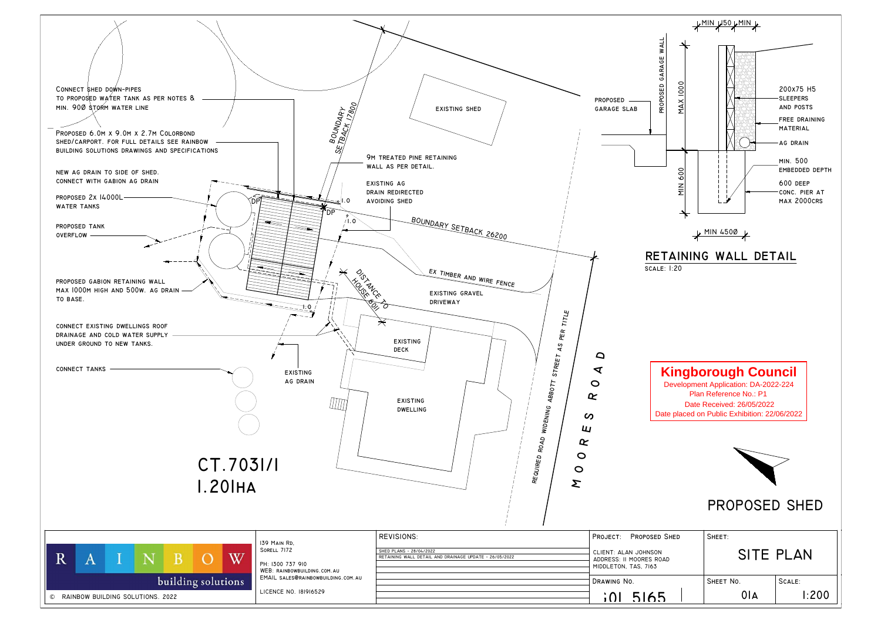# PROPOSED SHED

## SITE PLAN

CONNECT SHED DOWN-PIPES TO PROPOSED WATER TANK AS PER NOTES & MIN. 90Ø STORM WATER LINE

PROPOSED 6.0M X 9.0M X 2.7M COLORBOND SHED/CARPORT. FOR FULL DETAILS SEE RAINBOW BUILDING SOLUTIONS DRAWINGS AND SPECIFICATIONS

NEW AG DRAIN TO SIDE OF SHED. CONNECT WITH GABION AG DRAIN

PROPOSED 2X 14000L WATER TANKS

PROPOSED TANK OVERFLOW

PROPOSED GABION RETAINING WALL MAX 1000M HIGH AND 500W. AG DRAIN TO BASE.

CONNECT EXISTING DWELLINGS ROOF DRAINAGE AND COLD WATER SUPPLY UNDER GROUND TO NEW TANKS.

CONNECT TANKS

BOUNDARY SETBACK 17800

9M TREATED PINE RETAINING WALL AS PER DETAIL.

EXISTING AG DRAIN REDIRECTED AVOIDING SHED

EXISTING SHED

BOUNDARY SETBACK 26200

EX TIMBER AND WIRE FENCE

EXISTING GRAVEL DRIVEWAY

DISTANCE TO HOUSE 6011

EXISTING DECK

EXISTING AG DRAIN

EXISTING DWELLING

REQUIRED ROAD WIDENING ABBOTT STREET AS PER TITLE

MOORES ROAD

CT.70311
1.201HA

DP DP 1.0 1.0 1.0

## RETAINING WALL DETAIL

SCALE: 1:20

PROPOSED GARAGE SLAB

PROPOSED GARAGE WALL

MIN 150 MIN

MAX 1000

MIN 600

MIN 450Ø

200x75 H5 SLEEPERS AND POSTS

FREE DRAINING MATERIAL

AG DRAIN

MIN. 500 EMBEDDED DEPTH

600 DEEP CONC. PIER AT MAX 2000CRS

**Kingborough Council**
Development Application: DA-2022-224
Plan Reference No.: P1
Date Received: 26/05/2022
Date placed on Public Exhibition: 22/06/2022

RAINBOW building solutions
© RAINBOW BUILDING SOLUTIONS. 2022

139 MAIN RD,
SORELL 7172

PH: 1300 737 910
WEB: RAINBOWBUILDING.COM.AU
EMAIL: SALES@RAINBOWBUILDING.COM.AU

LICENCE NO. 181916529

REVISIONS:
SHED PLANS - 28/04/2022
RETAINING WALL DETAIL AND DRAINAGE UPDATE - 26/05/2022

PROJECT: PROPOSED SHED
CLIENT: ALAN JOHNSON
ADDRESS: 11 MOORES ROAD
MIDDLETON, TAS, 7163

| DRAWING NO. | SHEET NO. | SCALE: |
|---|---|---|
| 101 5165 | 01A | 1:200 |

SHEET: SITE PLAN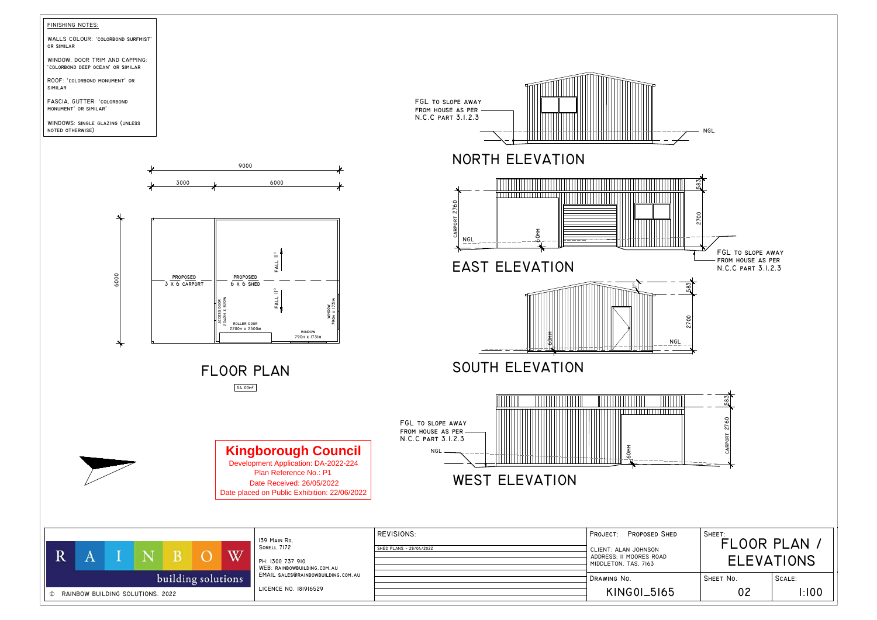FINISHING NOTES:

WALLS COLOUR: 'COLORBOND SURFMIST' OR SIMILAR

WINDOW, DOOR TRIM AND CAPPING: 'COLORBOND DEEP OCEAN' OR SIMILAR

ROOF: 'COLORBOND MONUMENT' OR SIMILAR

FASCIA, GUTTER: 'COLORBOND MONUMENT' OR SIMILAR'

WINDOWS: SINGLE GLAZING (UNLESS NOTED OTHERWISE)

9000

3000

6000

6000

PROPOSED 3 X 6 CARPORT

PROPOSED 6 X 6 SHED

FALL 1°

FALL 1°

ACCESS DOOR 2040H x 820W

ROLLER DOOR 2200H x 2500W

WINDOW 790H x 1731W

WINDOW 790H x 1731W

## FLOOR PLAN

54.00m²

FGL TO SLOPE AWAY FROM HOUSE AS PER N.C.C PART 3.1.2.3

NGL

## NORTH ELEVATION

CARPORT 2760

583

2700

NGL

60MM

FGL TO SLOPE AWAY FROM HOUSE AS PER N.C.C PART 3.1.2.3

## EAST ELEVATION

11°

583

2700

60MM

NGL

## SOUTH ELEVATION

FGL TO SLOPE AWAY FROM HOUSE AS PER N.C.C PART 3.1.2.3

NGL

60MM

583

CARPORT 2760

## WEST ELEVATION

**Kingborough Council**
Development Application: DA-2022-224
Plan Reference No.: P1
Date Received: 26/05/2022
Date placed on Public Exhibition: 22/06/2022

RAINBOW building solutions

© RAINBOW BUILDING SOLUTIONS. 2022

139 MAIN RD.
SORELL 7172

PH: 1300 737 910
WEB: RAINBOWBUILDING.COM.AU
EMAIL SALES@RAINBOWBUILDING.COM.AU

LICENCE NO. 181916529

REVISIONS:
SHED PLANS - 28/04/2022

PROJECT: PROPOSED SHED
CLIENT: ALAN JOHNSON
ADDRESS: 11 MOORES ROAD
MIDDLETON, TAS, 7163

DRAWING NO.: KING01_5165

SHEET: FLOOR PLAN / ELEVATIONS

SHEET NO.: 02

SCALE: 1:100